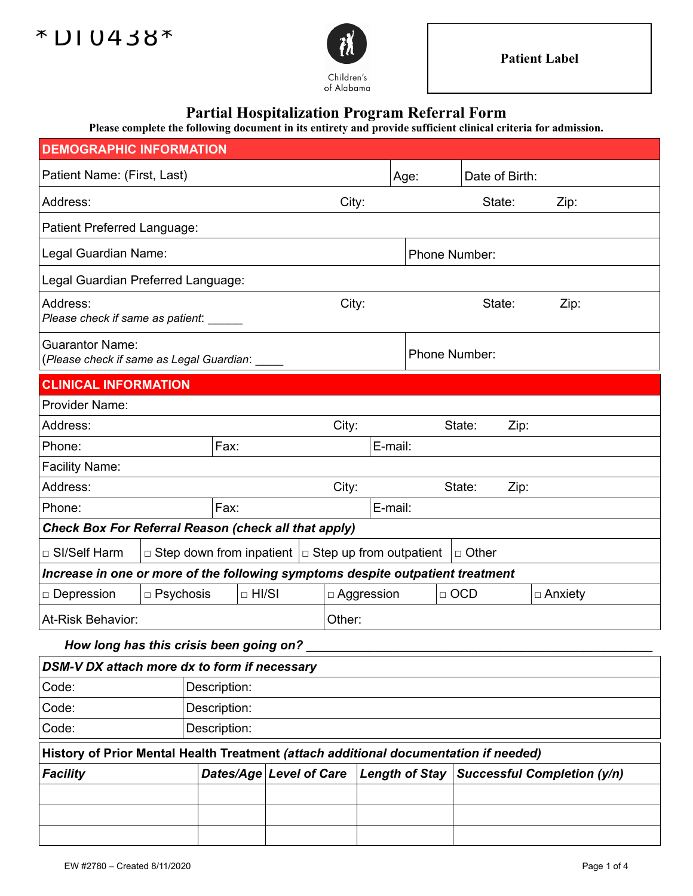*DI0438*

Children's of Alabama

**Patient Label**

# Partial Hospitalization Program Referral Form

**Please complete the following document in its entirety and provide sufficient clinical criteria for admission.**

## DEMOGRAPHIC INFORMATION

| | | |
|---|---|---|
| Patient Name: (First, Last) | Age: | Date of Birth: |
| Address: City: State: Zip: | | |
| Patient Preferred Language: | | |
| Legal Guardian Name: | Phone Number: | |
| Legal Guardian Preferred Language: | | |
| Address: City: State: Zip: *Please check if same as patient*: ______ | | |
| Guarantor Name: (*Please check if same as Legal Guardian*: _____ | Phone Number: | |

## CLINICAL INFORMATION

| | | |
|---|---|---|
| Provider Name: | | |
| Address: City: State: Zip: | | |
| Phone: | Fax: | E-mail: |
| Facility Name: | | |
| Address: City: State: Zip: | | |
| Phone: | Fax: | E-mail: |

***Check Box For Referral Reason (check all that apply)***

| | | | |
|---|---|---|---|
| □ SI/Self Harm | □ Step down from inpatient | □ Step up from outpatient | □ Other |

***Increase in one or more of the following symptoms despite outpatient treatment***

| | | | | | |
|---|---|---|---|---|---|
| □ Depression | □ Psychosis | □ HI/SI | □ Aggression | □ OCD | □ Anxiety |
| At-Risk Behavior: | | | Other: | | |

***How long has this crisis been going on?*** ___________________________________________________

***DSM-V DX attach more dx to form if necessary***

| | |
|---|---|
| Code: | Description: |
| Code: | Description: |
| Code: | Description: |

**History of Prior Mental Health Treatment *(attach additional documentation if needed)***

| ***Facility*** | ***Dates/Age*** | ***Level of Care*** | ***Length of Stay*** | ***Successful Completion (y/n)*** |
|---|---|---|---|---|
| | | | | |
| | | | | |
| | | | | |

EW #2780 – Created 8/11/2020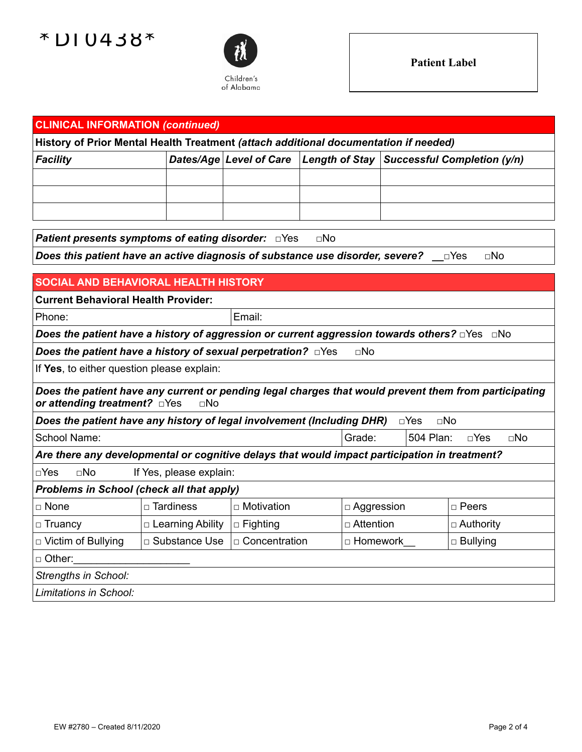*DI0438*

Children's of Alabama

**Patient Label**

## CLINICAL INFORMATION *(continued)*

**History of Prior Mental Health Treatment** ***(attach additional documentation if needed)***

| ***Facility*** | ***Dates/Age*** | ***Level of Care*** | ***Length of Stay*** | ***Successful Completion (y/n)*** |
|---|---|---|---|---|
| | | | | |
| | | | | |
| | | | | |

***Patient presents symptoms of eating disorder:*** □Yes □No

***Does this patient have an active diagnosis of substance use disorder, severe?*** __□Yes □No

## SOCIAL AND BEHAVIORAL HEALTH HISTORY

**Current Behavioral Health Provider:**

Phone: Email:

***Does the patient have a history of aggression or current aggression towards others?*** □Yes □No

***Does the patient have a history of sexual perpetration?*** □Yes □No

If **Yes**, to either question please explain:

***Does the patient have any current or pending legal charges that would prevent them from participating or attending treatment?*** □Yes □No

***Does the patient have any history of legal involvement (Including DHR)*** □Yes □No

School Name: Grade: 504 Plan: □Yes □No

***Are there any developmental or cognitive delays that would impact participation in treatment?***

□Yes □No If Yes, please explain:

***Problems in School (check all that apply)***

| | | | | |
|---|---|---|---|---|
| □ None | □ Tardiness | □ Motivation | □ Aggression | □ Peers |
| □ Truancy | □ Learning Ability | □ Fighting | □ Attention | □ Authority |
| □ Victim of Bullying | □ Substance Use | □ Concentration | □ Homework__ | □ Bullying |

□ Other:____________________

*Strengths in School:*

*Limitations in School:*

EW #2780 – Created 8/11/2020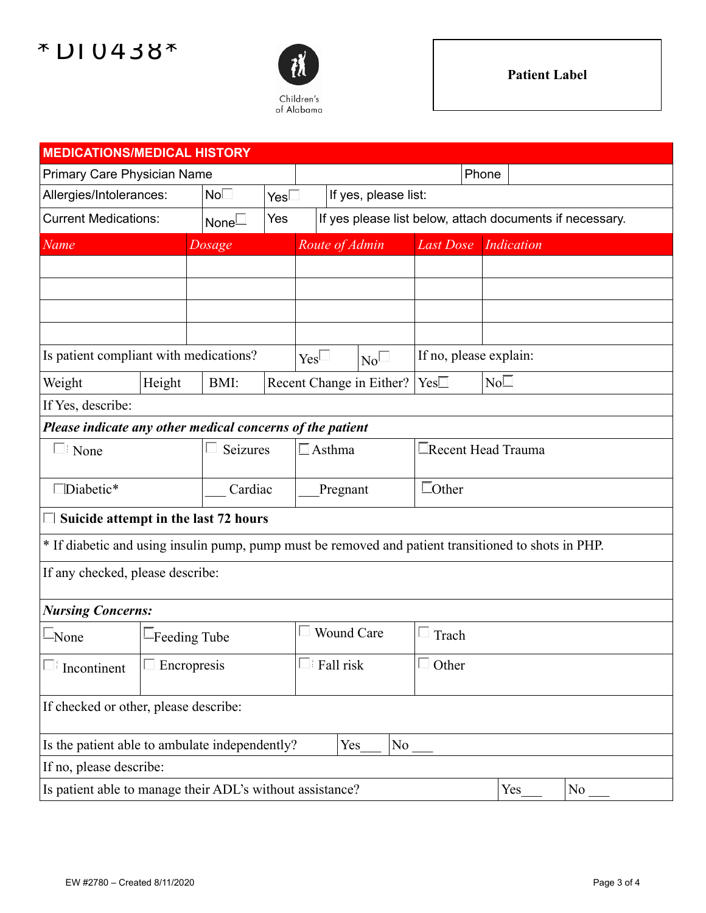*DI0438*

Children's of Alabama

**Patient Label**

## MEDICATIONS/MEDICAL HISTORY

| | | | | | |
|---|---|---|---|---|---|
| Primary Care Physician Name | | | | Phone | |
| Allergies/Intolerances: | No☐ | Yes☐ | If yes, please list: | | |
| Current Medications: | None☐ | Yes | If yes please list below, attach documents if necessary. | | |

| *Name* | *Dosage* | *Route of Admin* | *Last Dose* | *Indication* |
|---|---|---|---|---|
| | | | | |
| | | | | |
| | | | | |
| | | | | |

| | | | |
|---|---|---|---|
| Is patient compliant with medications? | Yes☐ | No☐ | If no, please explain: |

| | | | | | |
|---|---|---|---|---|---|
| Weight | Height | BMI: | Recent Change in Either? | Yes☐ | No☐ |

If Yes, describe:

***Please indicate any other medical concerns of the patient***

| | | | |
|---|---|---|---|
| ☐ None | ☐ Seizures | ☐ Asthma | ☐ Recent Head Trauma |
| ☐ Diabetic* | ___ Cardiac | ___ Pregnant | ☐ Other |

☐ **Suicide attempt in the last 72 hours**

* If diabetic and using insulin pump, pump must be removed and patient transitioned to shots in PHP.

If any checked, please describe:

***Nursing Concerns:***

| | | | |
|---|---|---|---|
| ☐ None | ☐ Feeding Tube | ☐ Wound Care | ☐ Trach |
| ☐ Incontinent | ☐ Encopresis | ☐ Fall risk | ☐ Other |

If checked or other, please describe:

Is the patient able to ambulate independently? Yes___ No ___

If no, please describe:

Is patient able to manage their ADL's without assistance? Yes___ No ___

EW #2780 – Created 8/11/2020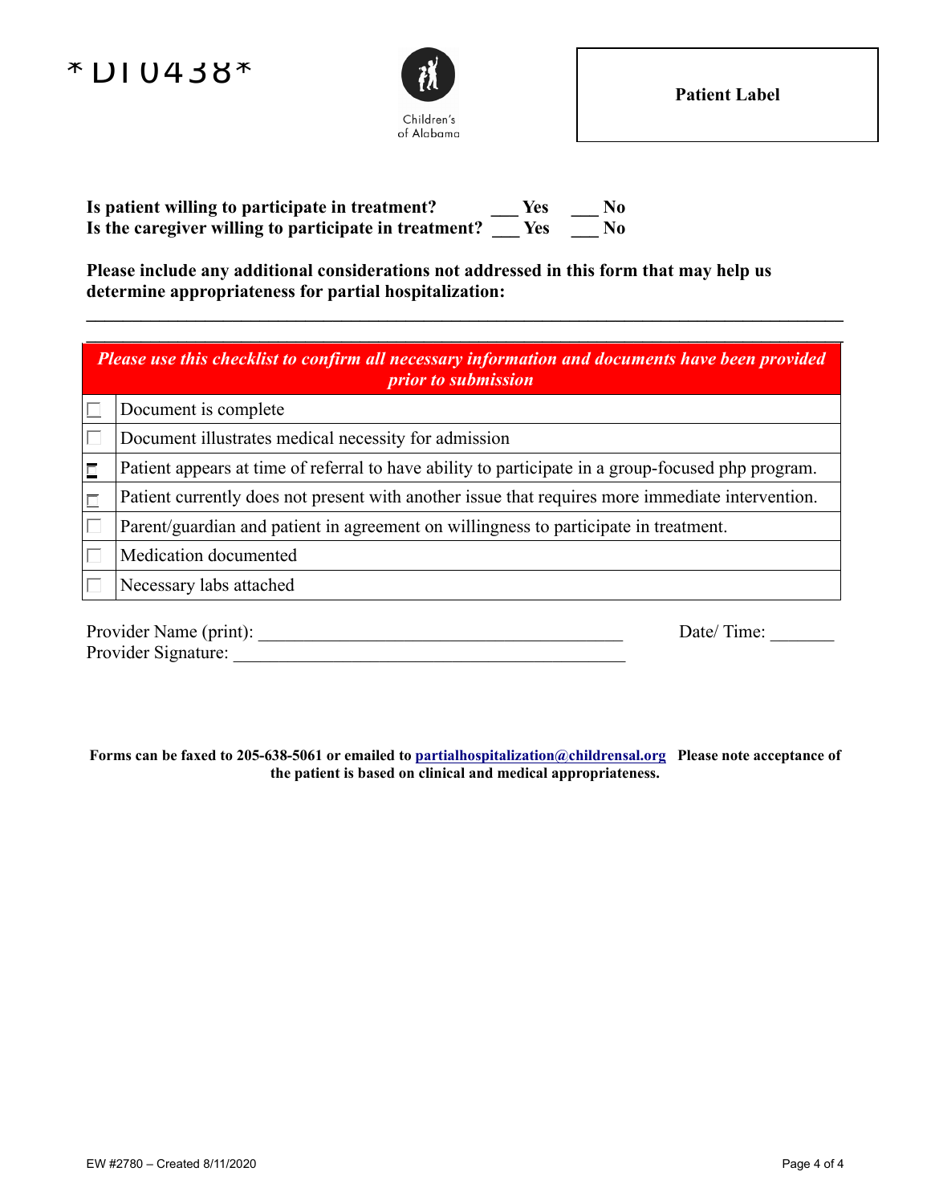*DI0438*

Children's of Alabama

**Patient Label**

**Is patient willing to participate in treatment?** ___ **Yes** ___ **No**
**Is the caregiver willing to participate in treatment?** ___ **Yes** ___ **No**

**Please include any additional considerations not addressed in this form that may help us determine appropriateness for partial hospitalization:**

_______________________________________________________________________________

| | |
|---|---|
| | ***Please use this checklist to confirm all necessary information and documents have been provided prior to submission*** |
| ☐ | Document is complete |
| ☐ | Document illustrates medical necessity for admission |
| ☐ | Patient appears at time of referral to have ability to participate in a group-focused php program. |
| ☐ | Patient currently does not present with another issue that requires more immediate intervention. |
| ☐ | Parent/guardian and patient in agreement on willingness to participate in treatment. |
| ☐ | Medication documented |
| ☐ | Necessary labs attached |

Provider Name (print): ________________________________________ Date/ Time: _______
Provider Signature: __________________________________________

**Forms can be faxed to 205-638-5061 or emailed to partialhospitalization@childrensal.org Please note acceptance of the patient is based on clinical and medical appropriateness.**

EW #2780 – Created 8/11/2020